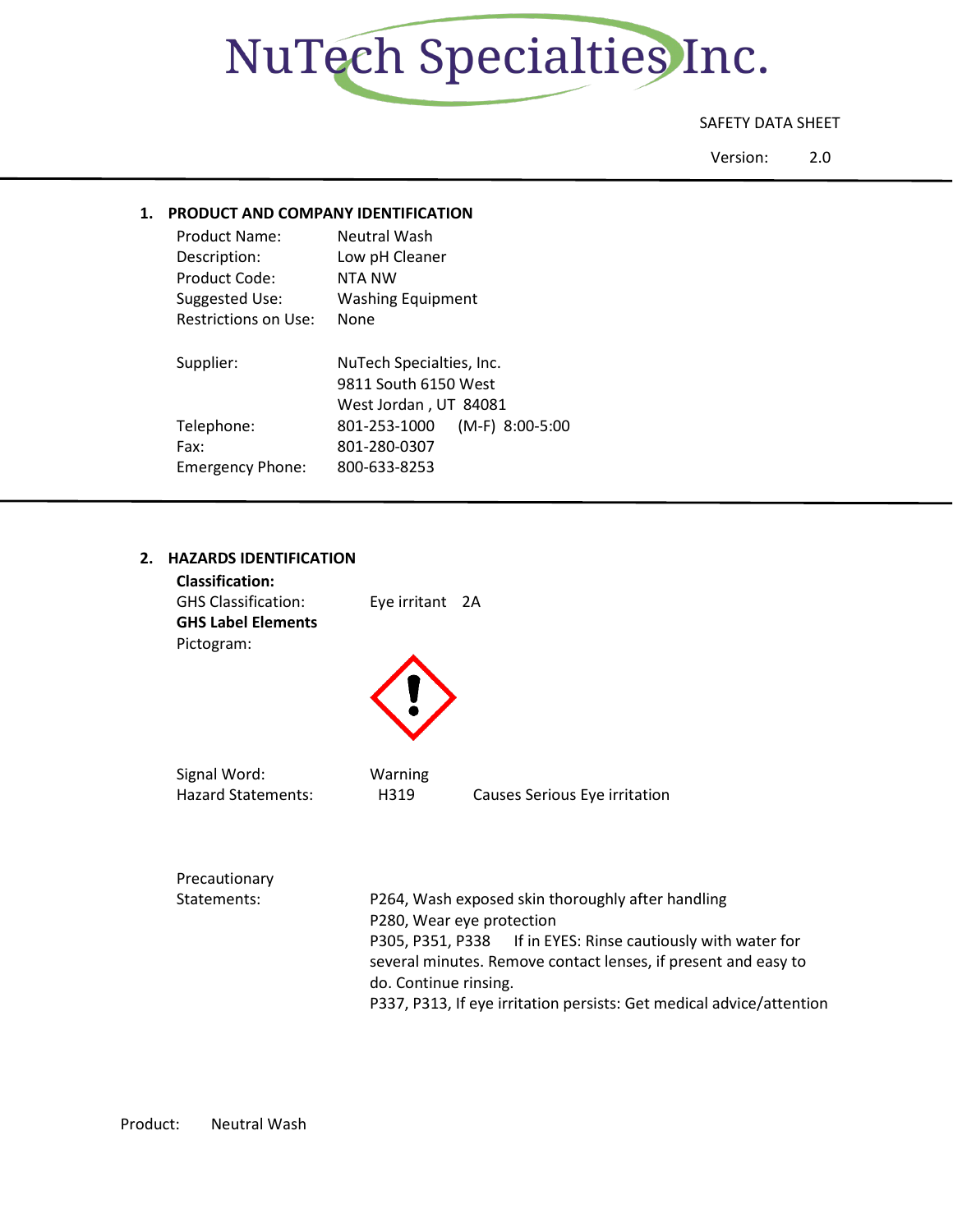# NuTech Specialties Inc.

SAFETY DATA SHEET

Version: 2.0

## 1. PRODUCT AND COMPANY IDENTIFICATION

| | |
|---|---|
| Product Name: | Neutral Wash |
| Description: | Low pH Cleaner |
| Product Code: | NTA NW |
| Suggested Use: | Washing Equipment |
| Restrictions on Use: | None |
| Supplier: | NuTech Specialties, Inc.<br>9811 South 6150 West<br>West Jordan , UT 84081 |
| Telephone: | 801-253-1000 (M-F) 8:00-5:00 |
| Fax: | 801-280-0307 |
| Emergency Phone: | 800-633-8253 |

## 2. HAZARDS IDENTIFICATION

**Classification:**

GHS Classification: Eye irritant 2A

**GHS Label Elements**

Pictogram:

Signal Word: Warning

Hazard Statements: H319 Causes Serious Eye irritation

Precautionary Statements:

P264, Wash exposed skin thoroughly after handling

P280, Wear eye protection

P305, P351, P338 If in EYES: Rinse cautiously with water for several minutes. Remove contact lenses, if present and easy to do. Continue rinsing.

P337, P313, If eye irritation persists: Get medical advice/attention

Product: Neutral Wash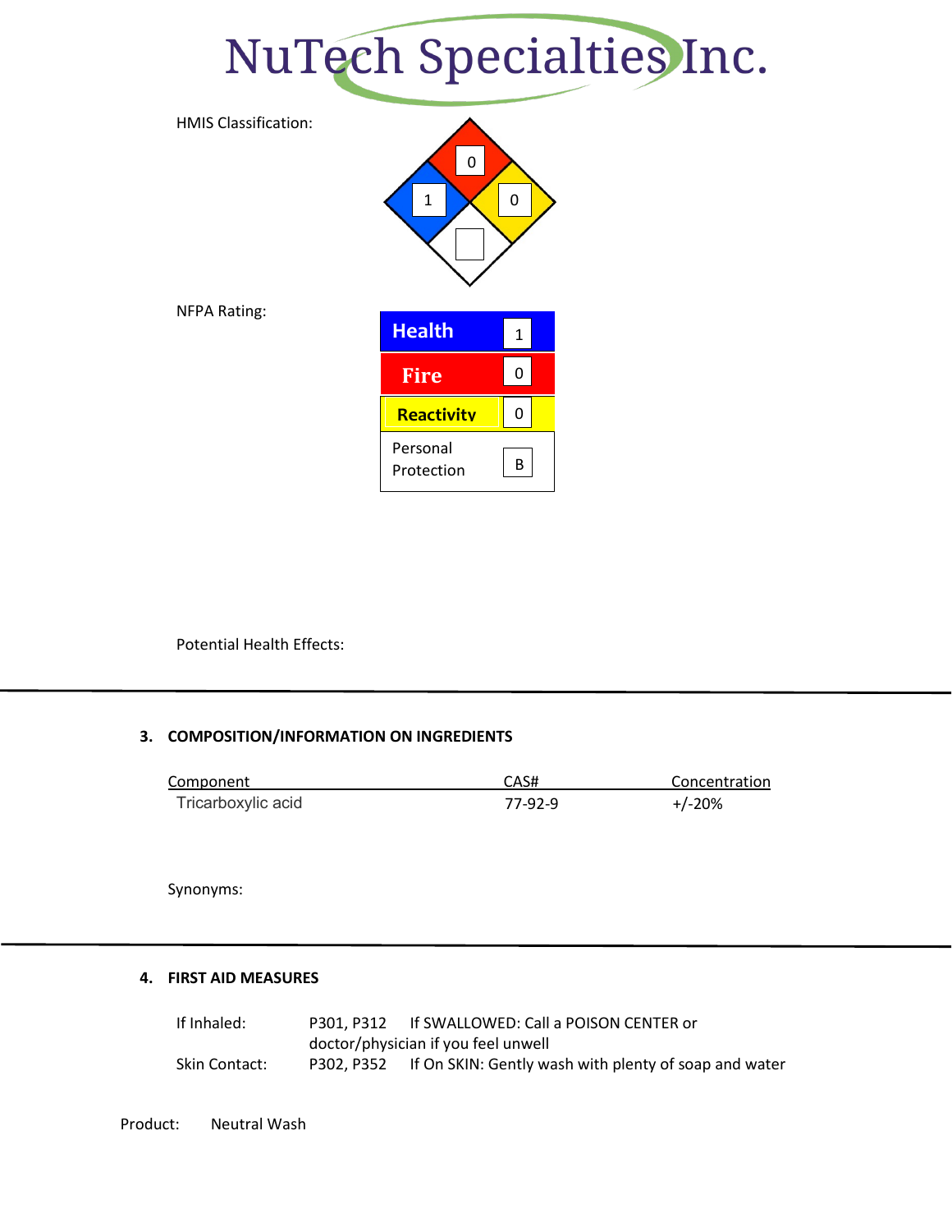# NuTech Specialties Inc.

HMIS Classification:

| Hazard | Rating |
| --- | --- |
| Fire (red) | 0 |
| Health (blue) | 1 |
| Reactivity (yellow) | 0 |
| Special (white) | |

NFPA Rating:

| | |
| --- | --- |
| **Health** | 1 |
| **Fire** | 0 |
| **Reactivity** | 0 |
| Personal Protection | B |

Potential Health Effects:

---

## 3. COMPOSITION/INFORMATION ON INGREDIENTS

| Component | CAS# | Concentration |
| --- | --- | --- |
| Tricarboxylic acid | 77-92-9 | +/-20% |

Synonyms:

---

## 4. FIRST AID MEASURES

| | | |
| --- | --- | --- |
| If Inhaled: | P301, P312 | If SWALLOWED: Call a POISON CENTER or doctor/physician if you feel unwell |
| Skin Contact: | P302, P352 | If On SKIN: Gently wash with plenty of soap and water |

Product: Neutral Wash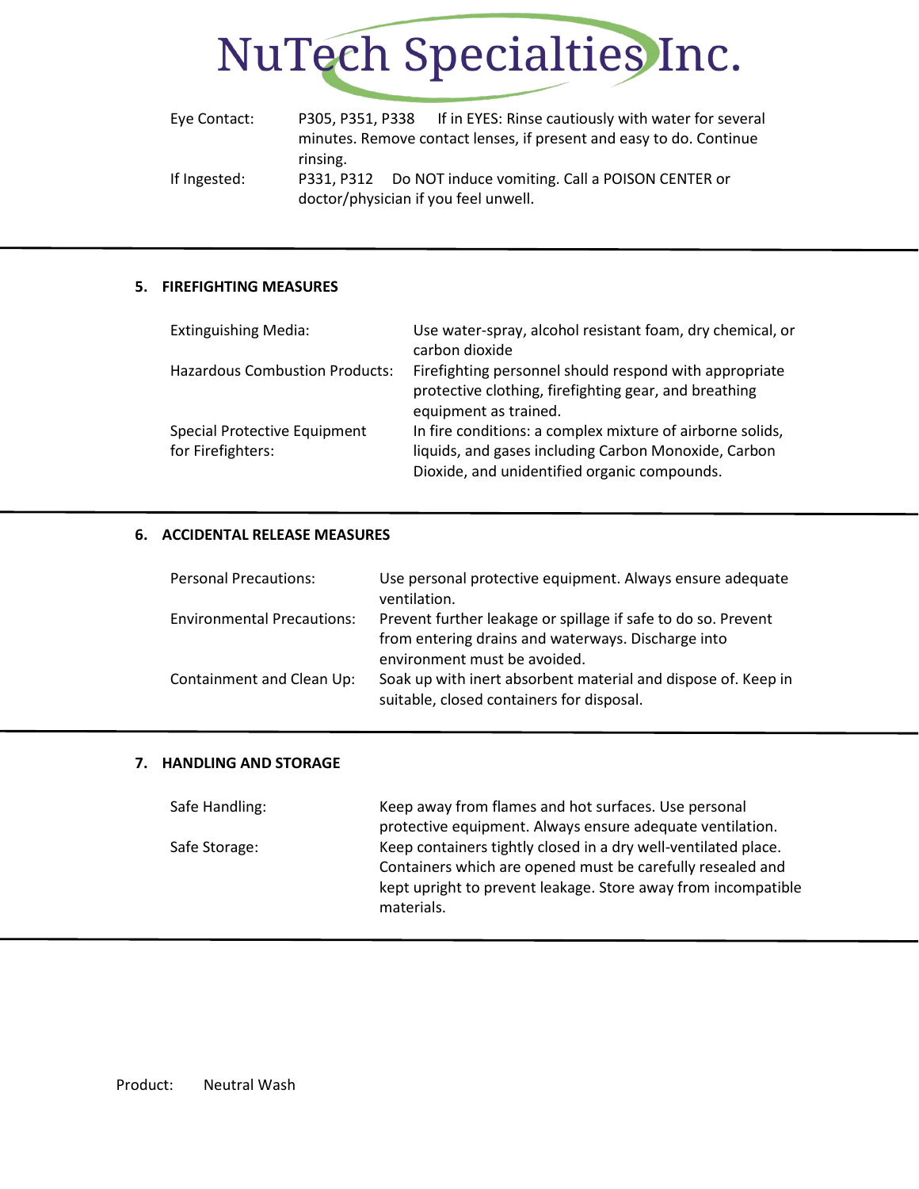| | |
|---|---|
| Eye Contact: | P305, P351, P338 If in EYES: Rinse cautiously with water for several minutes. Remove contact lenses, if present and easy to do. Continue rinsing. |
| If Ingested: | P331, P312 Do NOT induce vomiting. Call a POISON CENTER or doctor/physician if you feel unwell. |

## 5. FIREFIGHTING MEASURES

| | |
|---|---|
| Extinguishing Media: | Use water-spray, alcohol resistant foam, dry chemical, or carbon dioxide |
| Hazardous Combustion Products: | Firefighting personnel should respond with appropriate protective clothing, firefighting gear, and breathing equipment as trained. |
| Special Protective Equipment for Firefighters: | In fire conditions: a complex mixture of airborne solids, liquids, and gases including Carbon Monoxide, Carbon Dioxide, and unidentified organic compounds. |

## 6. ACCIDENTAL RELEASE MEASURES

| | |
|---|---|
| Personal Precautions: | Use personal protective equipment. Always ensure adequate ventilation. |
| Environmental Precautions: | Prevent further leakage or spillage if safe to do so. Prevent from entering drains and waterways. Discharge into environment must be avoided. |
| Containment and Clean Up: | Soak up with inert absorbent material and dispose of. Keep in suitable, closed containers for disposal. |

## 7. HANDLING AND STORAGE

| | |
|---|---|
| Safe Handling: | Keep away from flames and hot surfaces. Use personal protective equipment. Always ensure adequate ventilation. |
| Safe Storage: | Keep containers tightly closed in a dry well-ventilated place. Containers which are opened must be carefully resealed and kept upright to prevent leakage. Store away from incompatible materials. |

Product: Neutral Wash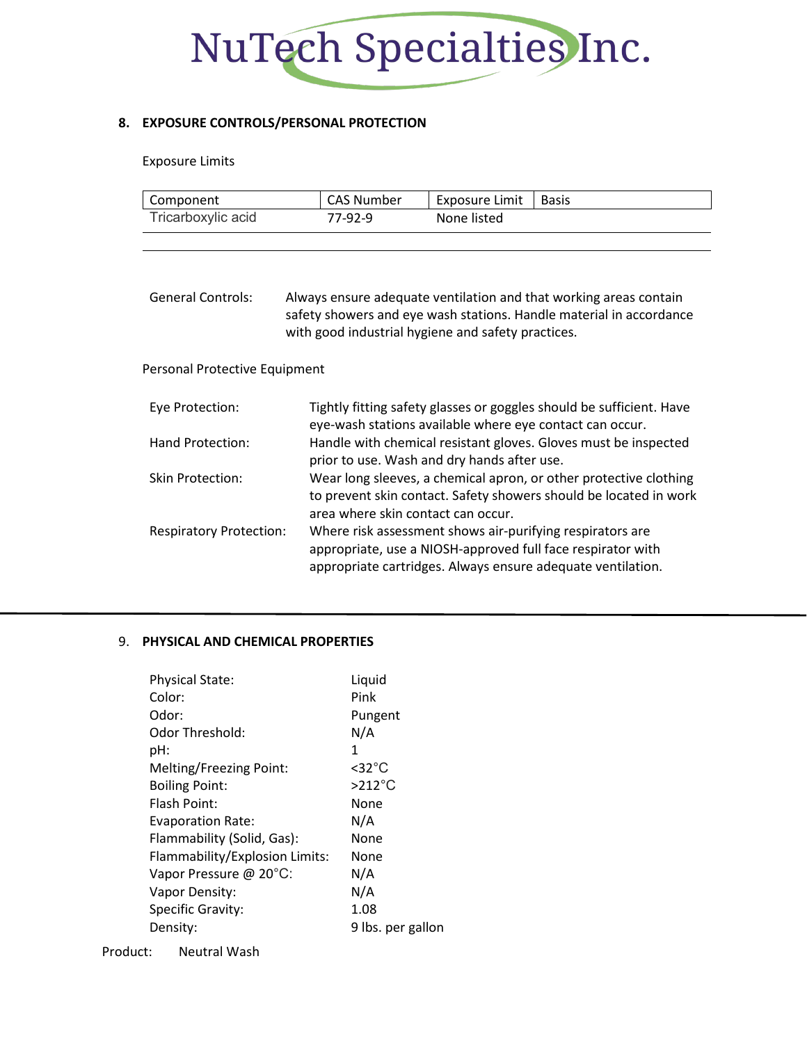## 8. EXPOSURE CONTROLS/PERSONAL PROTECTION

Exposure Limits

| Component | CAS Number | Exposure Limit | Basis |
|---|---|---|---|
| Tricarboxylic acid | 77-92-9 | None listed | |

General Controls: Always ensure adequate ventilation and that working areas contain safety showers and eye wash stations. Handle material in accordance with good industrial hygiene and safety practices.

Personal Protective Equipment

Eye Protection: Tightly fitting safety glasses or goggles should be sufficient. Have eye-wash stations available where eye contact can occur.

Hand Protection: Handle with chemical resistant gloves. Gloves must be inspected prior to use. Wash and dry hands after use.

Skin Protection: Wear long sleeves, a chemical apron, or other protective clothing to prevent skin contact. Safety showers should be located in work area where skin contact can occur.

Respiratory Protection: Where risk assessment shows air-purifying respirators are appropriate, use a NIOSH-approved full face respirator with appropriate cartridges. Always ensure adequate ventilation.

## 9. PHYSICAL AND CHEMICAL PROPERTIES

| | |
|---|---|
| Physical State: | Liquid |
| Color: | Pink |
| Odor: | Pungent |
| Odor Threshold: | N/A |
| pH: | 1 |
| Melting/Freezing Point: | <32°C |
| Boiling Point: | >212°C |
| Flash Point: | None |
| Evaporation Rate: | N/A |
| Flammability (Solid, Gas): | None |
| Flammability/Explosion Limits: | None |
| Vapor Pressure @ 20°C: | N/A |
| Vapor Density: | N/A |
| Specific Gravity: | 1.08 |
| Density: | 9 lbs. per gallon |

Product: Neutral Wash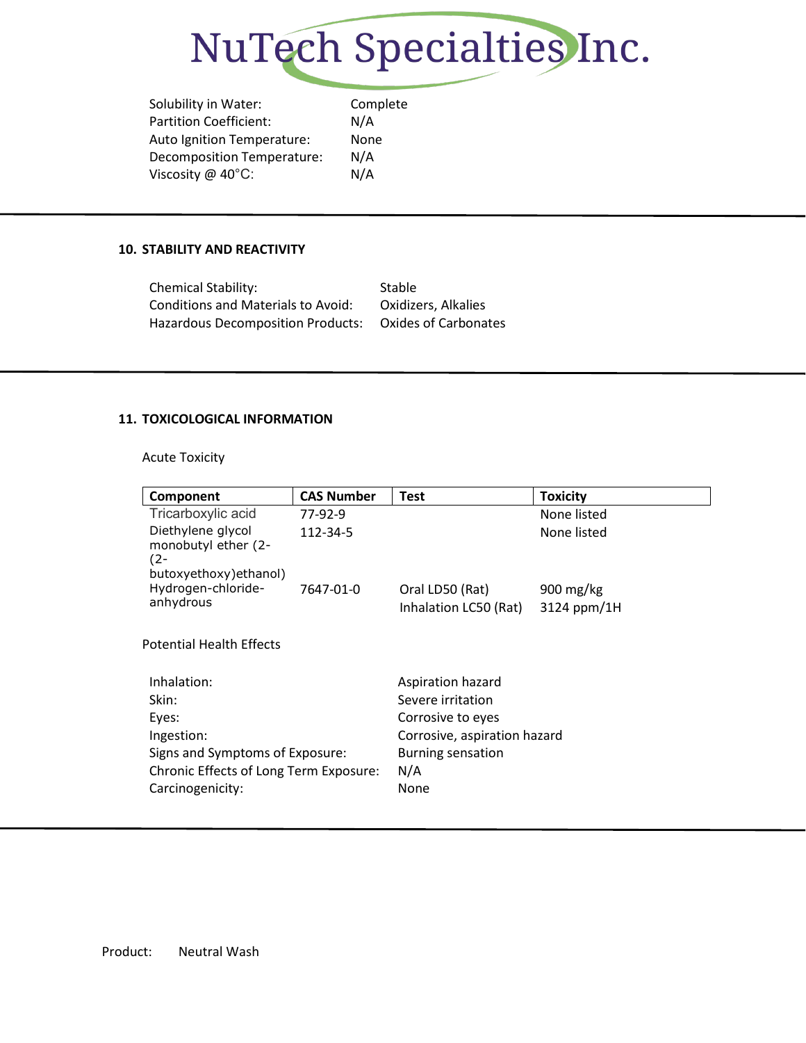| | |
|---|---|
| Solubility in Water: | Complete |
| Partition Coefficient: | N/A |
| Auto Ignition Temperature: | None |
| Decomposition Temperature: | N/A |
| Viscosity @ 40°C: | N/A |

## 10. STABILITY AND REACTIVITY

| | |
|---|---|
| Chemical Stability: | Stable |
| Conditions and Materials to Avoid: | Oxidizers, Alkalies |
| Hazardous Decomposition Products: | Oxides of Carbonates |

## 11. TOXICOLOGICAL INFORMATION

Acute Toxicity

| Component | CAS Number | Test | Toxicity |
|---|---|---|---|
| Tricarboxylic acid | 77-92-9 | | None listed |
| Diethylene glycol monobutyl ether (2-(2-butoxyethoxy)ethanol) | 112-34-5 | | None listed |
| Hydrogen-chloride-anhydrous | 7647-01-0 | Oral LD50 (Rat) | 900 mg/kg |
| | | Inhalation LC50 (Rat) | 3124 ppm/1H |

Potential Health Effects

| | |
|---|---|
| Inhalation: | Aspiration hazard |
| Skin: | Severe irritation |
| Eyes: | Corrosive to eyes |
| Ingestion: | Corrosive, aspiration hazard |
| Signs and Symptoms of Exposure: | Burning sensation |
| Chronic Effects of Long Term Exposure: | N/A |
| Carcinogenicity: | None |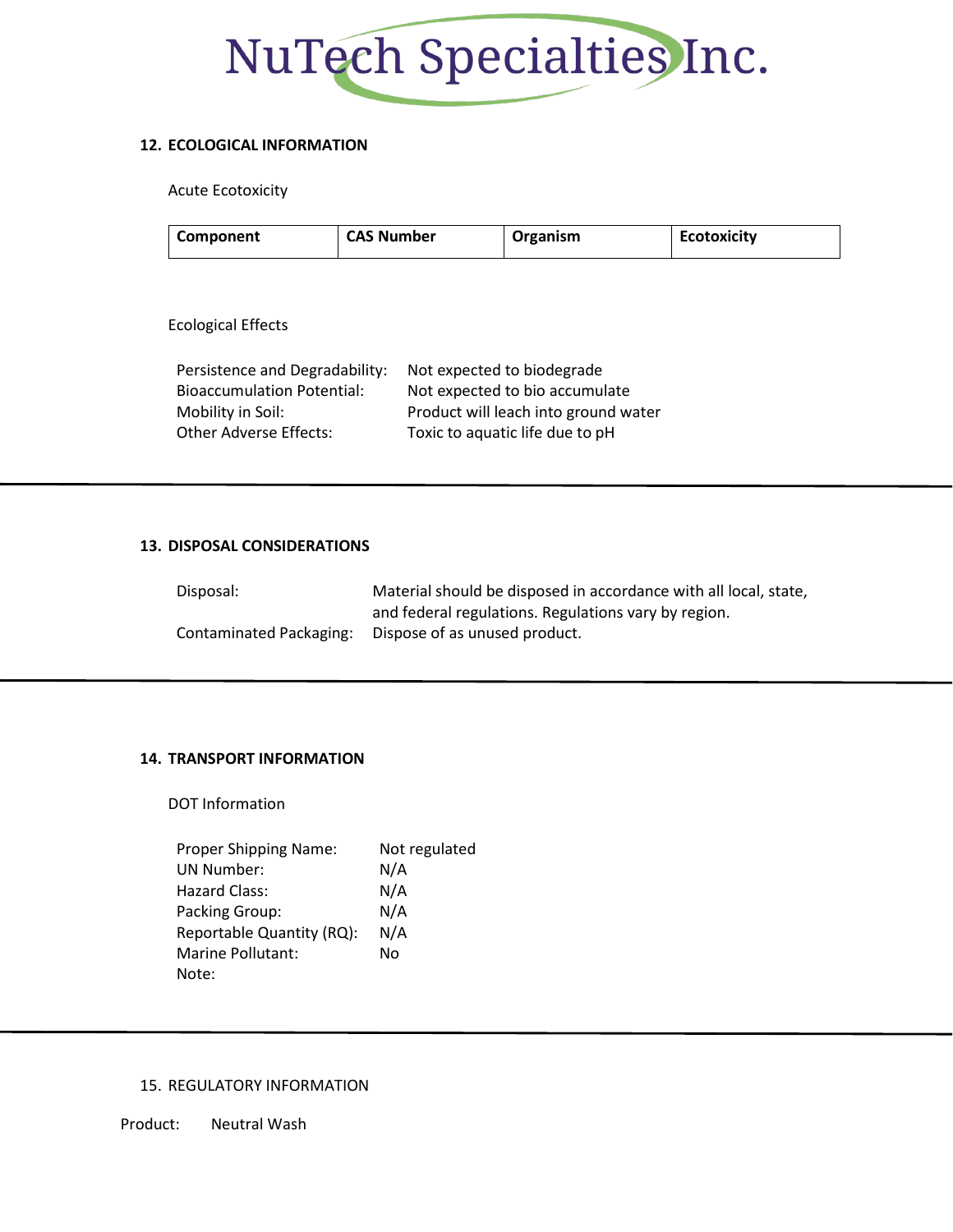## 12. ECOLOGICAL INFORMATION

Acute Ecotoxicity

| Component | CAS Number | Organism | Ecotoxicity |
|---|---|---|---|

Ecological Effects

Persistence and Degradability: Not expected to biodegrade
Bioaccumulation Potential: Not expected to bio accumulate
Mobility in Soil: Product will leach into ground water
Other Adverse Effects: Toxic to aquatic life due to pH

---

## 13. DISPOSAL CONSIDERATIONS

Disposal: Material should be disposed in accordance with all local, state, and federal regulations. Regulations vary by region.
Contaminated Packaging: Dispose of as unused product.

---

## 14. TRANSPORT INFORMATION

DOT Information

Proper Shipping Name: Not regulated
UN Number: N/A
Hazard Class: N/A
Packing Group: N/A
Reportable Quantity (RQ): N/A
Marine Pollutant: No
Note:

---

## 15. REGULATORY INFORMATION

Product: Neutral Wash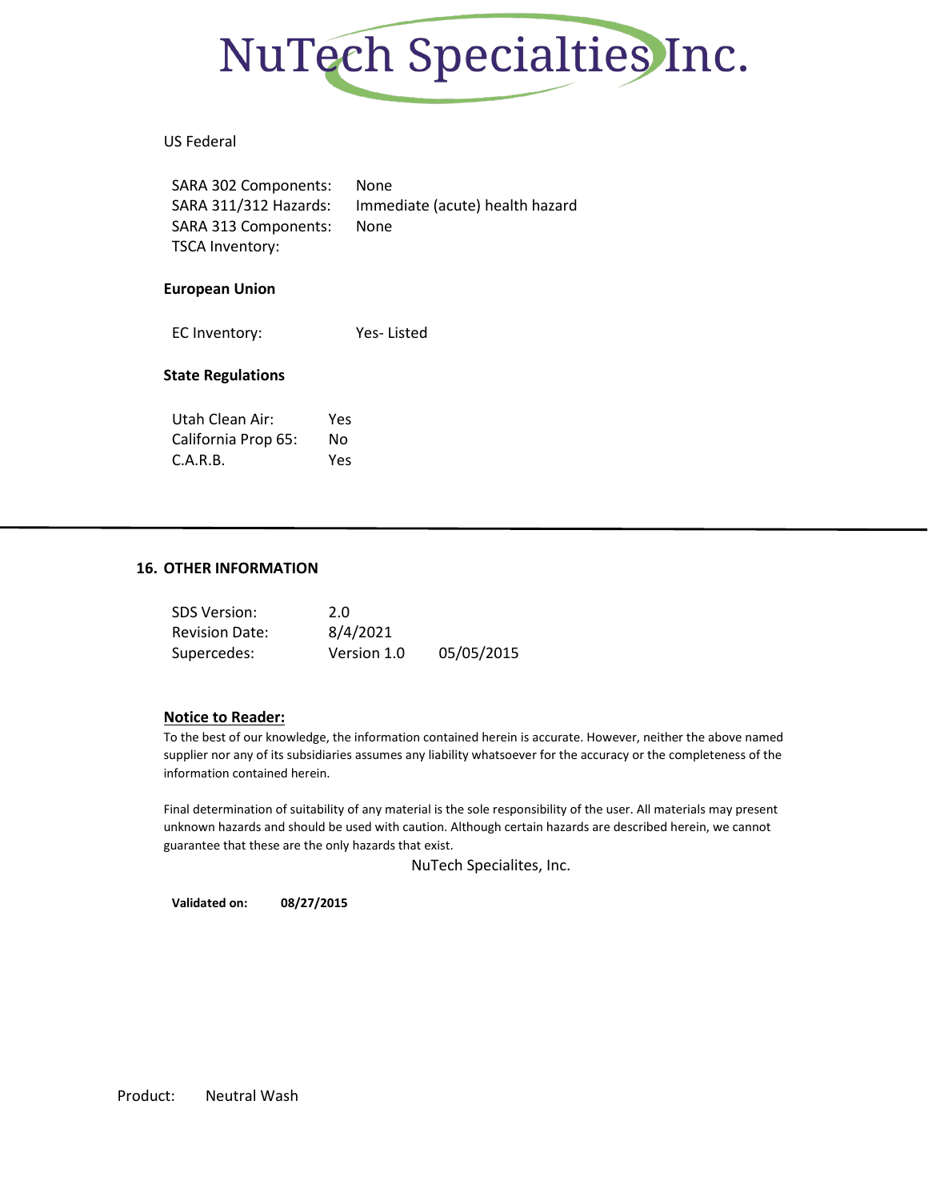US Federal

| | |
|---|---|
| SARA 302 Components: | None |
| SARA 311/312 Hazards: | Immediate (acute) health hazard |
| SARA 313 Components: | None |
| TSCA Inventory: | |

**European Union**

| | |
|---|---|
| EC Inventory: | Yes- Listed |

**State Regulations**

| | |
|---|---|
| Utah Clean Air: | Yes |
| California Prop 65: | No |
| C.A.R.B. | Yes |

## 16. OTHER INFORMATION

| | | |
|---|---|---|
| SDS Version: | 2.0 | |
| Revision Date: | 8/4/2021 | |
| Supercedes: | Version 1.0 | 05/05/2015 |

**Notice to Reader:**

To the best of our knowledge, the information contained herein is accurate. However, neither the above named supplier nor any of its subsidiaries assumes any liability whatsoever for the accuracy or the completeness of the information contained herein.

Final determination of suitability of any material is the sole responsibility of the user. All materials may present unknown hazards and should be used with caution. Although certain hazards are described herein, we cannot guarantee that these are the only hazards that exist.

NuTech Specialites, Inc.

**Validated on:** **08/27/2015**

Product: Neutral Wash